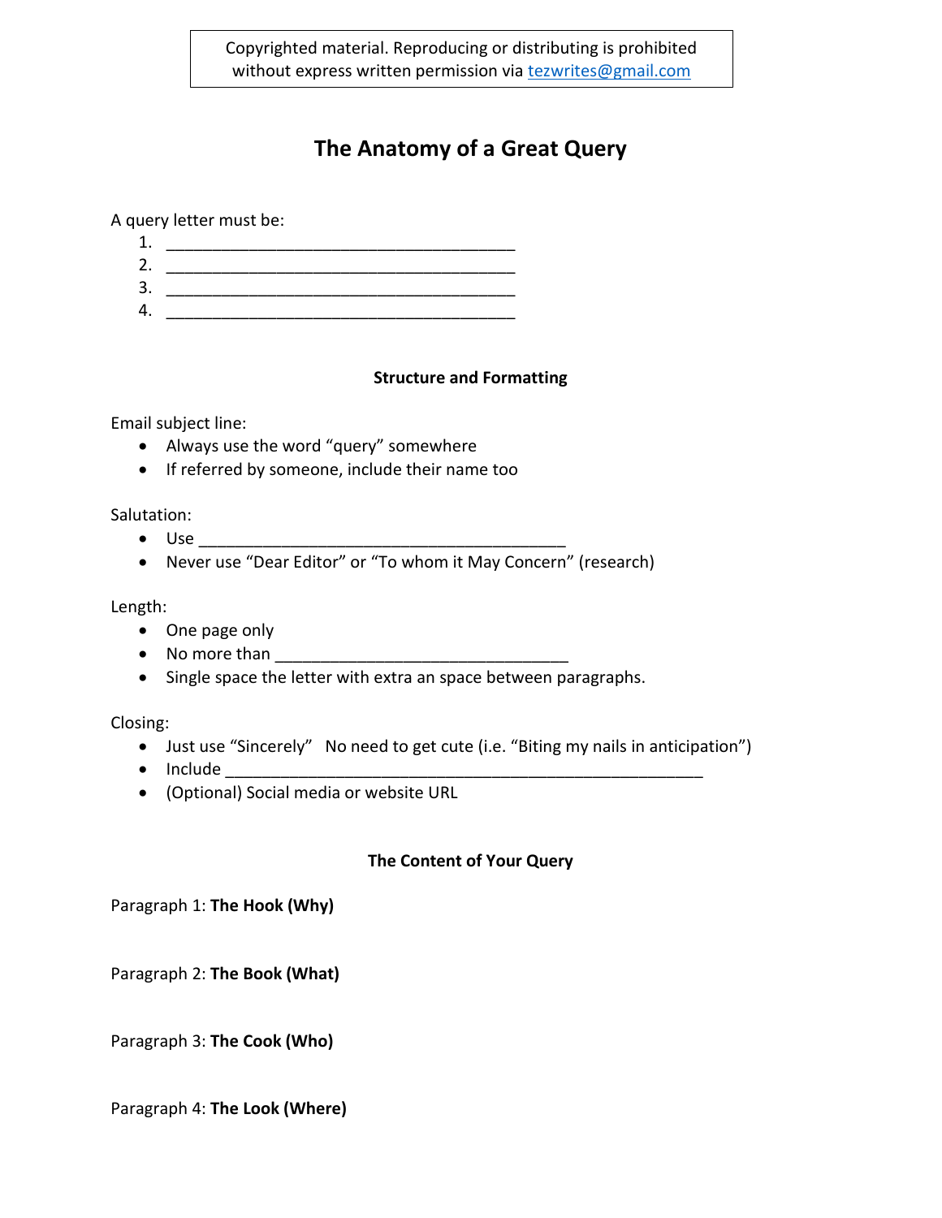Copyrighted material. Reproducing or distributing is prohibited without express written permission via tezwrites@gmail.com

# The Anatomy of a Great Query

A query letter must be:

1. ______________________________________
2. ______________________________________
3. ______________________________________
4. ______________________________________

## Structure and Formatting

Email subject line:

- Always use the word "query" somewhere
- If referred by someone, include their name too

Salutation:

- Use ________________________________________
- Never use "Dear Editor" or "To whom it May Concern" (research)

Length:

- One page only
- No more than ________________________________
- Single space the letter with extra an space between paragraphs.

Closing:

- Just use "Sincerely"   No need to get cute (i.e. "Biting my nails in anticipation")
- Include ____________________________________________________
- (Optional) Social media or website URL

## The Content of Your Query

Paragraph 1: **The Hook (Why)**

Paragraph 2: **The Book (What)**

Paragraph 3: **The Cook (Who)**

Paragraph 4: **The Look (Where)**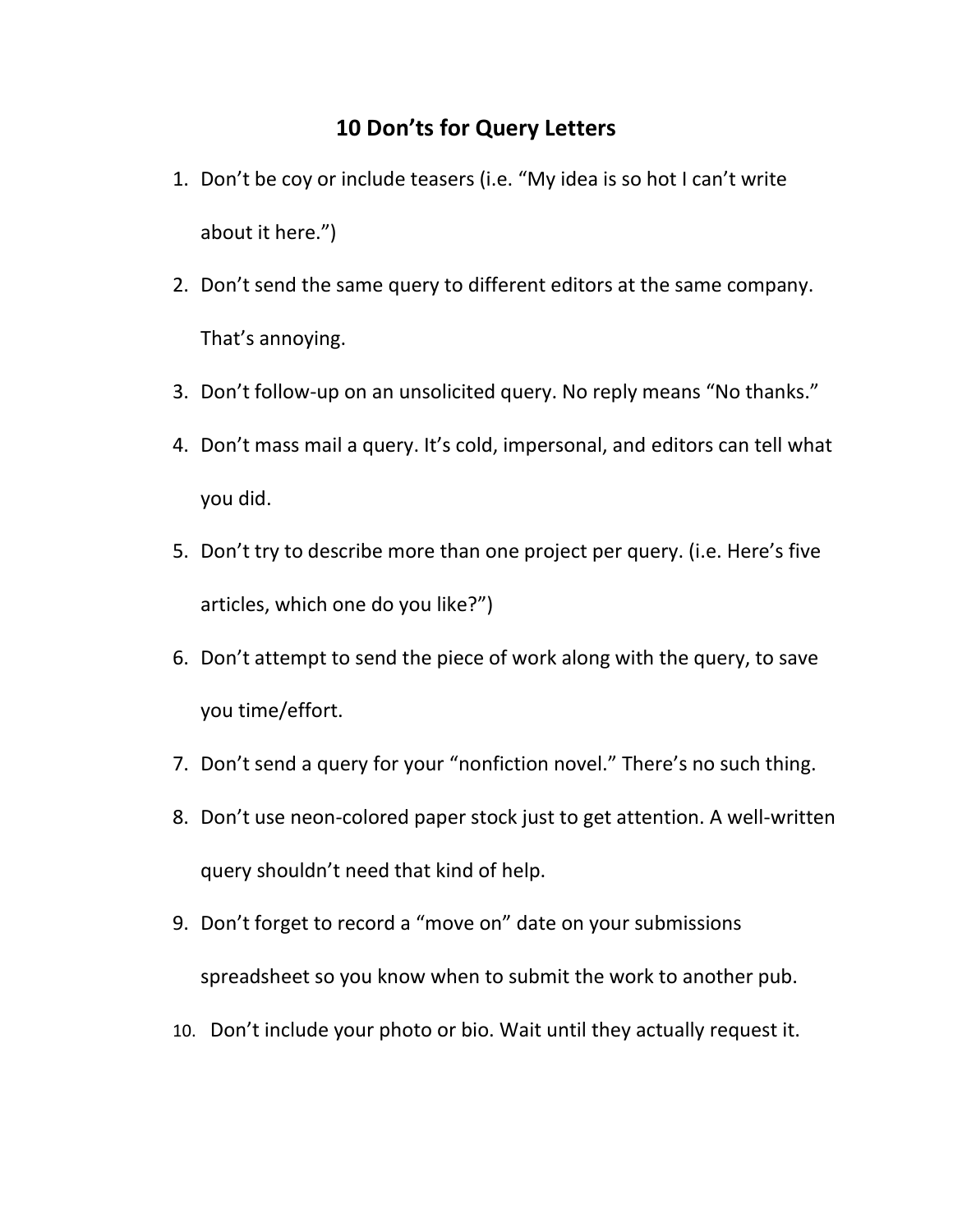# 10 Don'ts for Query Letters

1. Don't be coy or include teasers (i.e. "My idea is so hot I can't write about it here.")
2. Don't send the same query to different editors at the same company. That's annoying.
3. Don't follow-up on an unsolicited query. No reply means "No thanks."
4. Don't mass mail a query. It's cold, impersonal, and editors can tell what you did.
5. Don't try to describe more than one project per query. (i.e. Here's five articles, which one do you like?")
6. Don't attempt to send the piece of work along with the query, to save you time/effort.
7. Don't send a query for your "nonfiction novel." There's no such thing.
8. Don't use neon-colored paper stock just to get attention. A well-written query shouldn't need that kind of help.
9. Don't forget to record a "move on" date on your submissions spreadsheet so you know when to submit the work to another pub.
10. Don't include your photo or bio. Wait until they actually request it.